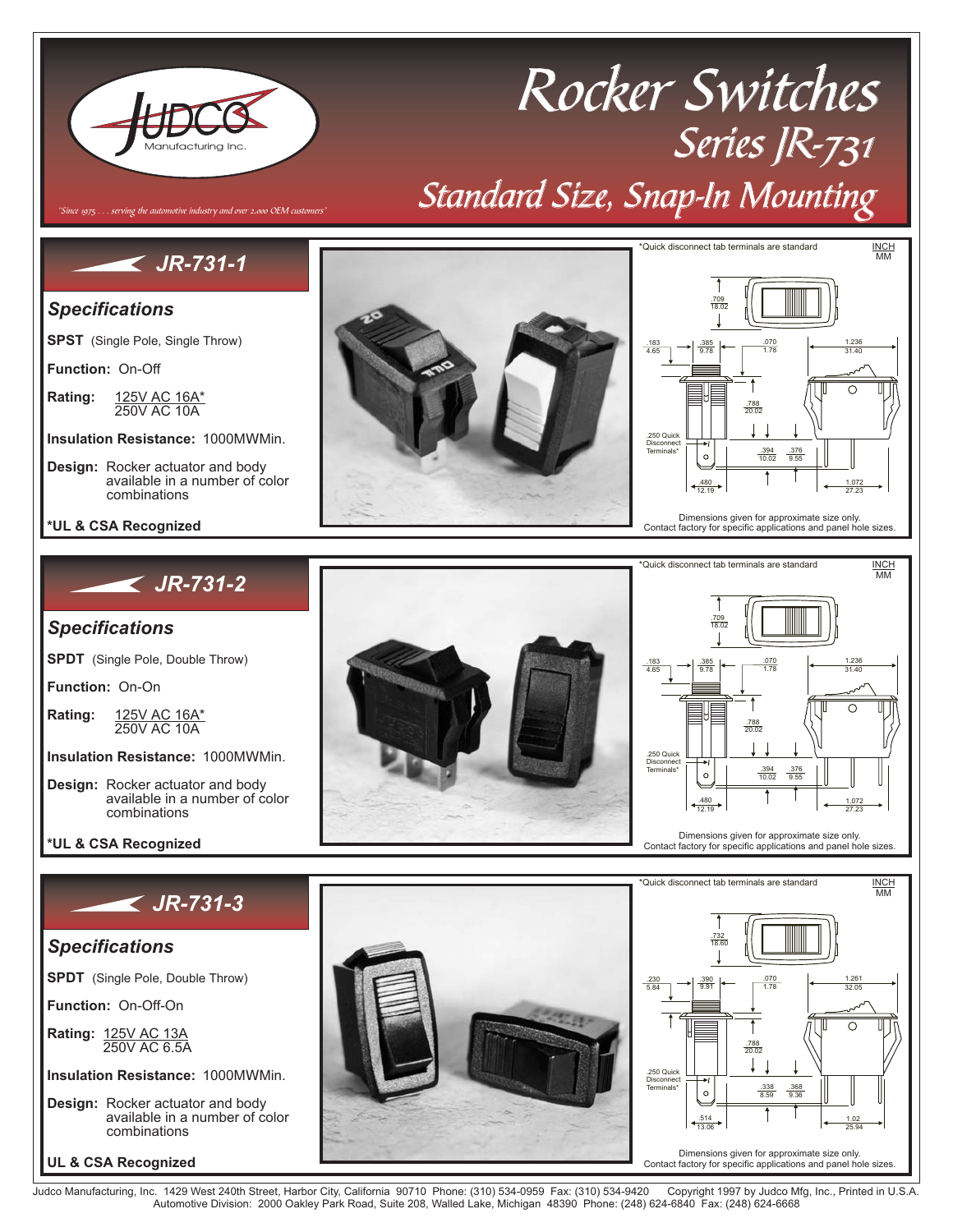# Rocker Switches

## Series JR-731

## Standard Size, Snap-In Mounting

JUDCO Manufacturing Inc.

*"Since 1975 . . . serving the automotive industry and over 2,000 OEM customers"*

## JR-731-1

### Specifications

**SPST** (Single Pole, Single Throw)

**Function:** On-Off

**Rating:** 125V AC 16A* / 250V AC 10A

**Insulation Resistance:** 1000MWMin.

**Design:** Rocker actuator and body available in a number of color combinations

**\*UL & CSA Recognized**

*Quick disconnect tab terminals are standard

INCH / MM

.709 / 18.02; .183 / 4.65; .385 / 9.78; .070 / 1.78; 1.236 / 31.40; .788 / 20.02; .250 Quick Disconnect Terminals*; .394 / 10.02; .376 / 9.55; .480 / 12.19; 1.072 / 27.23

Dimensions given for approximate size only.
Contact factory for specific applications and panel hole sizes.

## JR-731-2

### Specifications

**SPDT** (Single Pole, Double Throw)

**Function:** On-On

**Rating:** 125V AC 16A* / 250V AC 10A

**Insulation Resistance:** 1000MWMin.

**Design:** Rocker actuator and body available in a number of color combinations

**\*UL & CSA Recognized**

*Quick disconnect tab terminals are standard

INCH / MM

.709 / 18.02; .183 / 4.65; .385 / 9.78; .070 / 1.78; 1.236 / 31.40; .788 / 20.02; .250 Quick Disconnect Terminals*; .394 / 10.02; .376 / 9.55; .480 / 12.19; 1.072 / 27.23

Dimensions given for approximate size only.
Contact factory for specific applications and panel hole sizes.

## JR-731-3

### Specifications

**SPDT** (Single Pole, Double Throw)

**Function:** On-Off-On

**Rating:** 125V AC 13A / 250V AC 6.5A

**Insulation Resistance:** 1000MWMin.

**Design:** Rocker actuator and body available in a number of color combinations

**UL & CSA Recognized**

*Quick disconnect tab terminals are standard

INCH / MM

.732 / 18.60; .230 / 5.84; .390 / 9.91; .070 / 1.78; 1.261 / 32.05; .788 / 20.02; .250 Quick Disconnect Terminals*; .338 / 8.59; .368 / 9.36; .514 / 13.06; 1.02 / 25.94

Dimensions given for approximate size only.
Contact factory for specific applications and panel hole sizes.

Judco Manufacturing, Inc. 1429 West 240th Street, Harbor City, California 90710 Phone: (310) 534-0959 Fax: (310) 534-9420 Copyright 1997 by Judco Mfg, Inc., Printed in U.S.A.
Automotive Division: 2000 Oakley Park Road, Suite 208, Walled Lake, Michigan 48390 Phone: (248) 624-6840 Fax: (248) 624-6668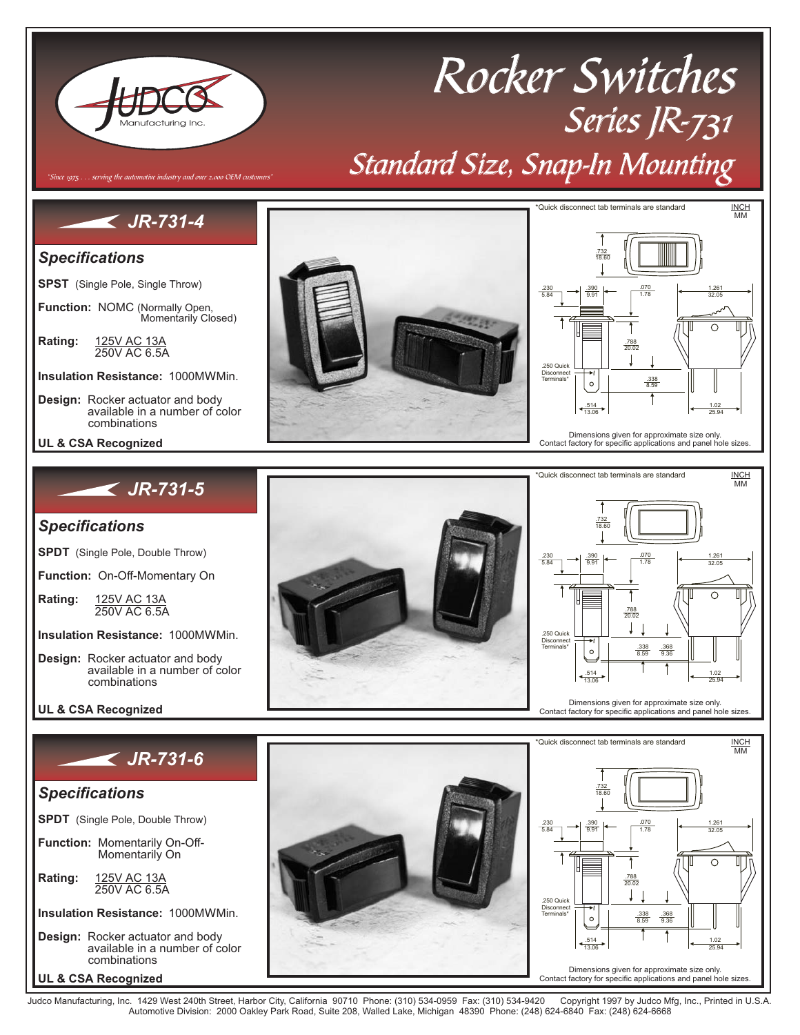# Rocker Switches

## Series JR-731

## Standard Size, Snap-In Mounting

*"Since 1975 . . . serving the automotive industry and over 2,000 OEM customers"*

## JR-731-4

### Specifications

**SPST** (Single Pole, Single Throw)

**Function:** NOMC (Normally Open, Momentarily Closed)

**Rating:** 125V AC 13A
250V AC 6.5A

**Insulation Resistance:** 1000MWMin.

**Design:** Rocker actuator and body available in a number of color combinations

**UL & CSA Recognized**

*Quick disconnect tab terminals are standard

INCH / MM

.732 / 18.60; .230 / 5.84; .390 / 9.91; .070 / 1.78; 1.261 / 32.05; .788 / 20.02; .250 Quick Disconnect Terminals*; .338 / 8.59; .514 / 13.06; 1.02 / 25.94

Dimensions given for approximate size only.
Contact factory for specific applications and panel hole sizes.

## JR-731-5

### Specifications

**SPDT** (Single Pole, Double Throw)

**Function:** On-Off-Momentary On

**Rating:** 125V AC 13A
250V AC 6.5A

**Insulation Resistance:** 1000MWMin.

**Design:** Rocker actuator and body available in a number of color combinations

**UL & CSA Recognized**

*Quick disconnect tab terminals are standard

INCH / MM

.732 / 18.60; .230 / 5.84; .390 / 9.91; .070 / 1.78; 1.261 / 32.05; .788 / 20.02; .250 Quick Disconnect Terminals*; .338 / 8.59; .368 / 9.36; .514 / 13.06; 1.02 / 25.94

Dimensions given for approximate size only.
Contact factory for specific applications and panel hole sizes.

## JR-731-6

### Specifications

**SPDT** (Single Pole, Double Throw)

**Function:** Momentarily On-Off-Momentarily On

**Rating:** 125V AC 13A
250V AC 6.5A

**Insulation Resistance:** 1000MWMin.

**Design:** Rocker actuator and body available in a number of color combinations

**UL & CSA Recognized**

*Quick disconnect tab terminals are standard

INCH / MM

.732 / 18.60; .230 / 5.84; .390 / 9.91; .070 / 1.78; 1.261 / 32.05; .788 / 20.02; .250 Quick Disconnect Terminals*; .338 / 8.59; .368 / 9.36; .514 / 13.06; 1.02 / 25.94

Dimensions given for approximate size only.
Contact factory for specific applications and panel hole sizes.

Judco Manufacturing, Inc. 1429 West 240th Street, Harbor City, California 90710 Phone: (310) 534-0959 Fax: (310) 534-9420 Copyright 1997 by Judco Mfg, Inc., Printed in U.S.A.
Automotive Division: 2000 Oakley Park Road, Suite 208, Walled Lake, Michigan 48390 Phone: (248) 624-6840 Fax: (248) 624-6668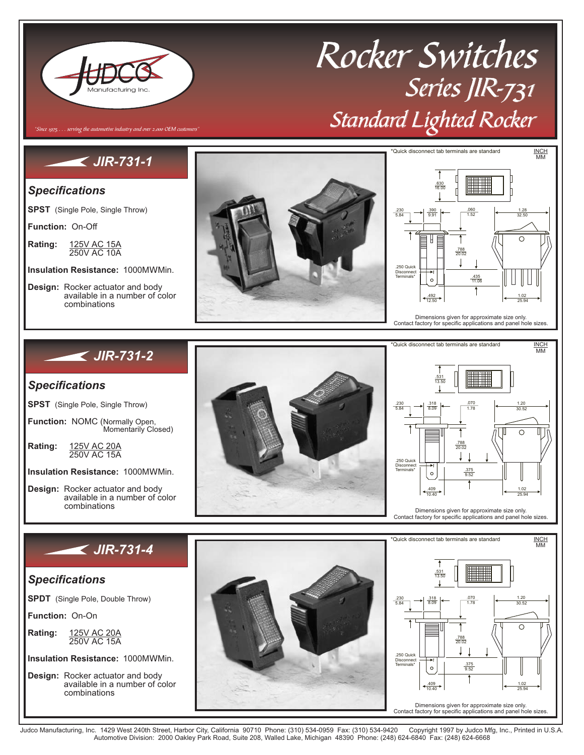# Rocker Switches

## Series JIR-731

## Standard Lighted Rocker

"Since 1975 . . . serving the automotive industry and over 2,000 OEM customers"

## JIR-731-1

### Specifications

**SPST** (Single Pole, Single Throw)

**Function:** On-Off

**Rating:** 125V AC 15A
250V AC 10A

**Insulation Resistance:** 1000MWMin.

**Design:** Rocker actuator and body available in a number of color combinations

*Quick disconnect tab terminals are standard

INCH
MM

.630 16.00
.230 5.84
.390 9.91
.060 1.52
1.28 32.50
.788 20.02
.250 Quick Disconnect Terminals*
.435 11.06
.492 12.50
1.02 25.94

Dimensions given for approximate size only.
Contact factory for specific applications and panel hole sizes.

## JIR-731-2

### Specifications

**SPST** (Single Pole, Single Throw)

**Function:** NOMC (Normally Open, Momentarily Closed)

**Rating:** 125V AC 20A
250V AC 15A

**Insulation Resistance:** 1000MWMin.

**Design:** Rocker actuator and body available in a number of color combinations

*Quick disconnect tab terminals are standard

INCH
MM

.531 13.50
.230 5.84
.318 8.09
.070 1.78
1.20 30.52
.788 20.02
.250 Quick Disconnect Terminals*
.375 9.52
.409 10.40
1.02 25.94

Dimensions given for approximate size only.
Contact factory for specific applications and panel hole sizes.

## JIR-731-4

### Specifications

**SPDT** (Single Pole, Double Throw)

**Function:** On-On

**Rating:** 125V AC 20A
250V AC 15A

**Insulation Resistance:** 1000MWMin.

**Design:** Rocker actuator and body available in a number of color combinations

*Quick disconnect tab terminals are standard

INCH
MM

.531 13.50
.230 5.84
.318 8.09
.070 1.78
1.20 30.52
.788 20.02
.250 Quick Disconnect Terminals*
.375 9.52
.409 10.40
1.02 25.94

Dimensions given for approximate size only.
Contact factory for specific applications and panel hole sizes.

Judco Manufacturing, Inc. 1429 West 240th Street, Harbor City, California 90710 Phone: (310) 534-0959 Fax: (310) 534-9420 Copyright 1997 by Judco Mfg, Inc., Printed in U.S.A.
Automotive Division: 2000 Oakley Park Road, Suite 208, Walled Lake, Michigan 48390 Phone: (248) 624-6840 Fax: (248) 624-6668